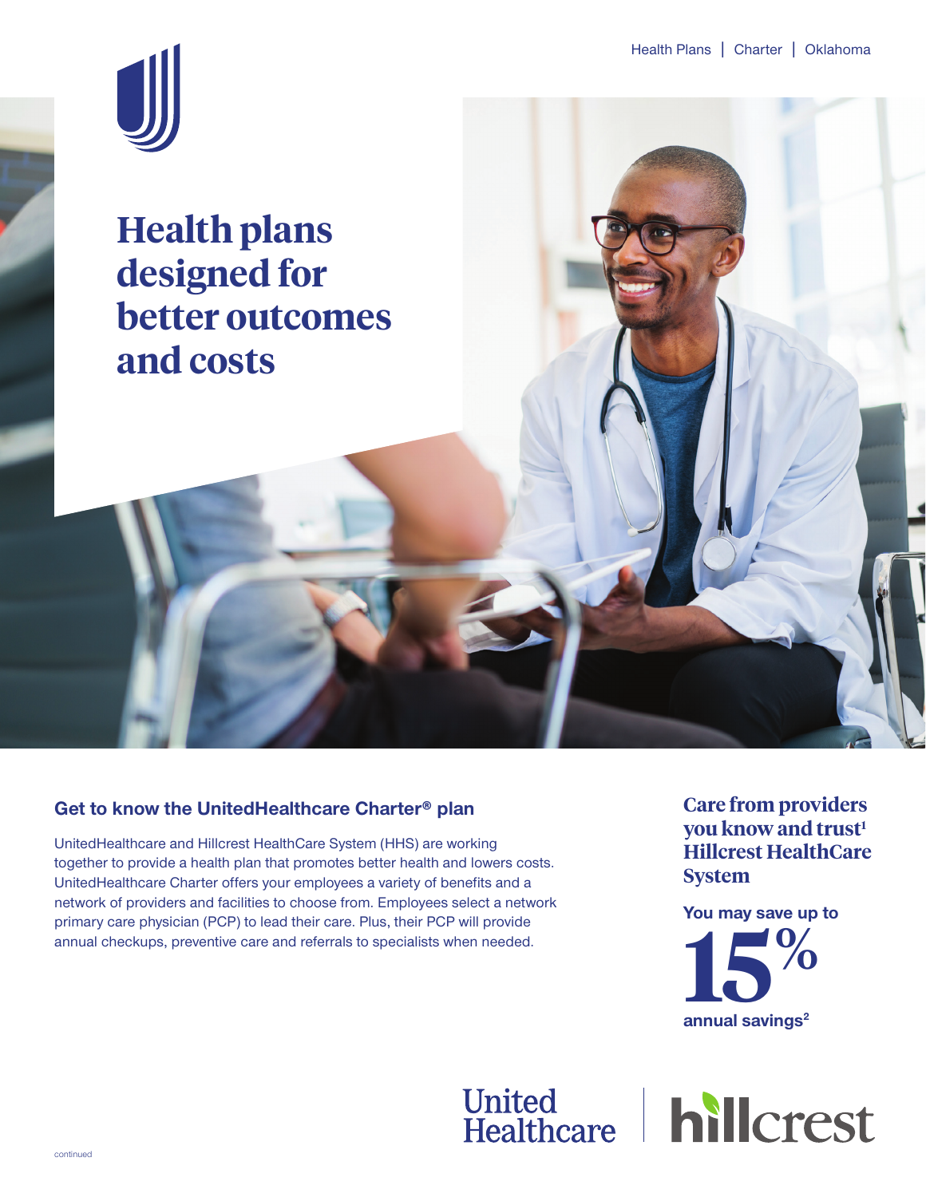Health Plans | Charter | Oklahoma

# Health plans designed for better outcomes and costs

## Get to know the UnitedHealthcare Charter® plan

UnitedHealthcare and Hillcrest HealthCare System (HHS) are working together to provide a health plan that promotes better health and lowers costs. UnitedHealthcare Charter offers your employees a variety of benefits and a network of providers and facilities to choose from. Employees select a network primary care physician (PCP) to lead their care. Plus, their PCP will provide annual checkups, preventive care and referrals to specialists when needed.

**Care from providers you know and trust[1] Hillcrest HealthCare System**

**You may save up to**

# 15%

**annual savings[2]**

United Healthcare | hillcrest

continued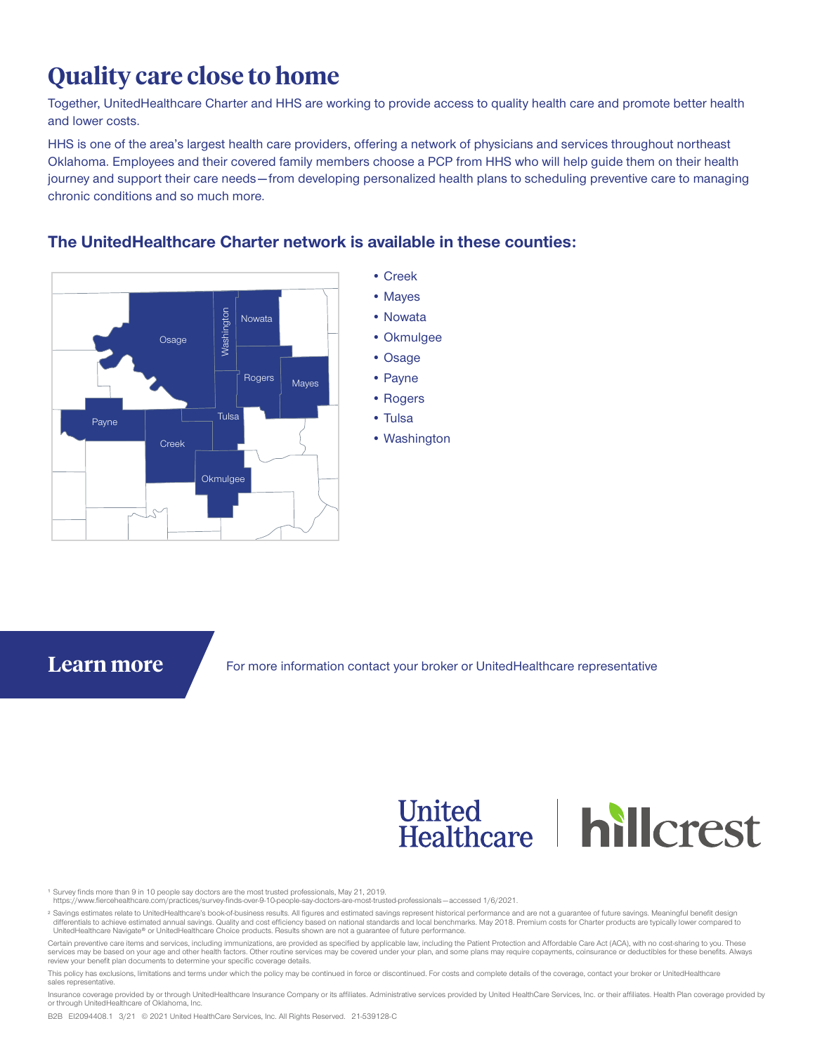# Quality care close to home

Together, UnitedHealthcare Charter and HHS are working to provide access to quality health care and promote better health and lower costs.

HHS is one of the area's largest health care providers, offering a network of physicians and services throughout northeast Oklahoma. Employees and their covered family members choose a PCP from HHS who will help guide them on their health journey and support their care needs—from developing personalized health plans to scheduling preventive care to managing chronic conditions and so much more.

## The UnitedHealthcare Charter network is available in these counties:

Osage
Washington
Nowata
Rogers
Mayes
Payne
Tulsa
Creek
Okmulgee

- Creek
- Mayes
- Nowata
- Okmulgee
- Osage
- Payne
- Rogers
- Tulsa
- Washington

## Learn more

For more information contact your broker or UnitedHealthcare representative

United Healthcare | hillcrest

[1] Survey finds more than 9 in 10 people say doctors are the most trusted professionals, May 21, 2019. https://www.fiercehealthcare.com/practices/survey-finds-over-9-10-people-say-doctors-are-most-trusted-professionals—accessed 1/6/2021.

[2] Savings estimates relate to UnitedHealthcare's book-of-business results. All figures and estimated savings represent historical performance and are not a guarantee of future savings. Meaningful benefit design differentials to achieve estimated annual savings. Quality and cost efficiency based on national standards and local benchmarks. May 2018. Premium costs for Charter products are typically lower compared to UnitedHealthcare Navigate® or UnitedHealthcare Choice products. Results shown are not a guarantee of future performance.

Certain preventive care items and services, including immunizations, are provided as specified by applicable law, including the Patient Protection and Affordable Care Act (ACA), with no cost-sharing to you. These services may be based on your age and other health factors. Other routine services may be covered under your plan, and some plans may require copayments, coinsurance or deductibles for these benefits. Always review your benefit plan documents to determine your specific coverage details.

This policy has exclusions, limitations and terms under which the policy may be continued in force or discontinued. For costs and complete details of the coverage, contact your broker or UnitedHealthcare sales representative.

Insurance coverage provided by or through UnitedHealthcare Insurance Company or its affiliates. Administrative services provided by United HealthCare Services, Inc. or their affiliates. Health Plan coverage provided by or through UnitedHealthcare of Oklahoma, Inc.

B2B EI2094408.1 3/21 © 2021 United HealthCare Services, Inc. All Rights Reserved. 21-539128-C